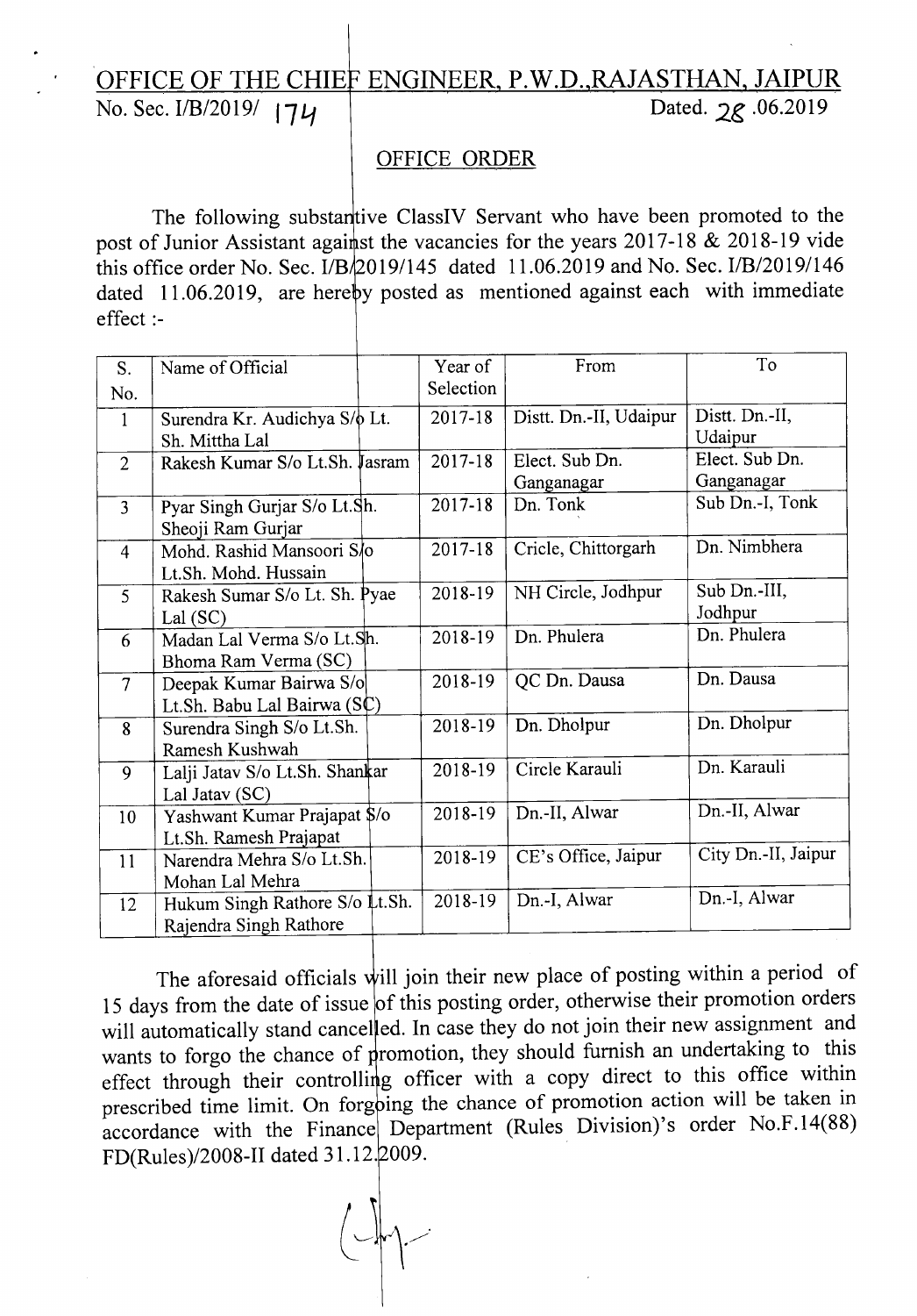# OFFICE OF THE CHIEF ENGINEER, P.W.D.,RAJASTHAN, JAIPUR

No. Sec. I/B/2019/ 174 Dated. 28.06.2019

## OFFICE ORDER

The following substantive ClassIV Servant who have been promoted to the post of Junior Assistant against the vacancies for the years 2017-18 & 2018-19 vide this office order No. Sec. I/B/2019/145 dated 11.06.2019 and No. Sec. I/B/2019/146 dated 11.06.2019, are hereby posted as mentioned against each with immediate effect :-

| S. No. | Name of Official | Year of Selection | From | To |
|---|---|---|---|---|
| 1 | Surendra Kr. Audichya S/o Lt. Sh. Mittha Lal | 2017-18 | Distt. Dn.-II, Udaipur | Distt. Dn.-II, Udaipur |
| 2 | Rakesh Kumar S/o Lt.Sh. Jasram | 2017-18 | Elect. Sub Dn. Ganganagar | Elect. Sub Dn. Ganganagar |
| 3 | Pyar Singh Gurjar S/o Lt.Sh. Sheoji Ram Gurjar | 2017-18 | Dn. Tonk | Sub Dn.-I, Tonk |
| 4 | Mohd. Rashid Mansoori S/o Lt.Sh. Mohd. Hussain | 2017-18 | Cricle, Chittorgarh | Dn. Nimbhera |
| 5 | Rakesh Sumar S/o Lt. Sh. Pyae Lal (SC) | 2018-19 | NH Circle, Jodhpur | Sub Dn.-III, Jodhpur |
| 6 | Madan Lal Verma S/o Lt.Sh. Bhoma Ram Verma (SC) | 2018-19 | Dn. Phulera | Dn. Phulera |
| 7 | Deepak Kumar Bairwa S/o Lt.Sh. Babu Lal Bairwa (SC) | 2018-19 | QC Dn. Dausa | Dn. Dausa |
| 8 | Surendra Singh S/o Lt.Sh. Ramesh Kushwah | 2018-19 | Dn. Dholpur | Dn. Dholpur |
| 9 | Lalji Jatav S/o Lt.Sh. Shankar Lal Jatav (SC) | 2018-19 | Circle Karauli | Dn. Karauli |
| 10 | Yashwant Kumar Prajapat S/o Lt.Sh. Ramesh Prajapat | 2018-19 | Dn.-II, Alwar | Dn.-II, Alwar |
| 11 | Narendra Mehra S/o Lt.Sh. Mohan Lal Mehra | 2018-19 | CE's Office, Jaipur | City Dn.-II, Jaipur |
| 12 | Hukum Singh Rathore S/o Lt.Sh. Rajendra Singh Rathore | 2018-19 | Dn.-I, Alwar | Dn.-I, Alwar |

The aforesaid officials will join their new place of posting within a period of 15 days from the date of issue of this posting order, otherwise their promotion orders will automatically stand cancelled. In case they do not join their new assignment and wants to forgo the chance of promotion, they should furnish an undertaking to this effect through their controlling officer with a copy direct to this office within prescribed time limit. On forgoing the chance of promotion action will be taken in accordance with the Finance Department (Rules Division)'s order No.F.14(88) FD(Rules)/2008-II dated 31.12.2009.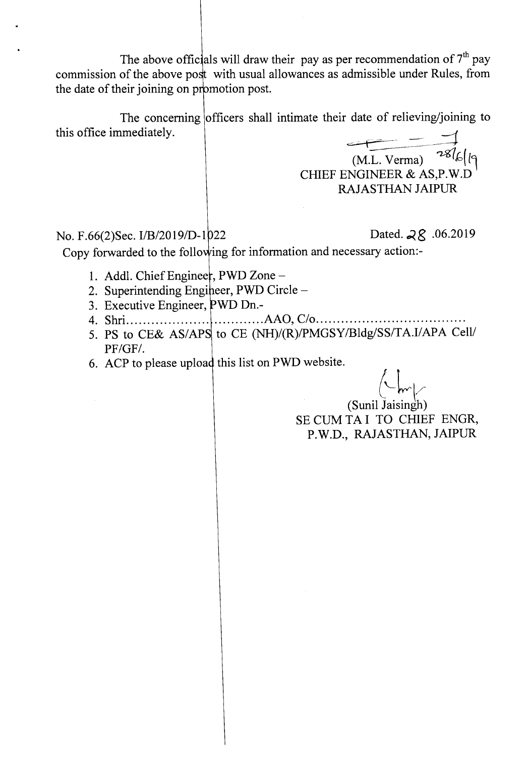The above officials will draw their pay as per recommendation of $7^{th}$ pay commission of the above post with usual allowances as admissible under Rules, from the date of their joining on promotion post.

The concerning officers shall intimate their date of relieving/joining to this office immediately.

(M.L. Verma) 28/6/19
CHIEF ENGINEER & AS,P.W.D
RAJASTHAN JAIPUR

No. F.66(2)Sec. I/B/2019/D-1022 Dated. 28 .06.2019

Copy forwarded to the following for information and necessary action:-

1. Addl. Chief Engineer, PWD Zone –
2. Superintending Engineer, PWD Circle –
3. Executive Engineer, PWD Dn.-
4. Shri..............................AAO, C/o..................................
5. PS to CE& AS/APS to CE (NH)/(R)/PMGSY/Bldg/SS/TA.I/APA Cell/ PF/GF/.
6. ACP to please upload this list on PWD website.

(Sunil Jaisingh)
SE CUM TA I TO CHIEF ENGR,
P.W.D., RAJASTHAN, JAIPUR